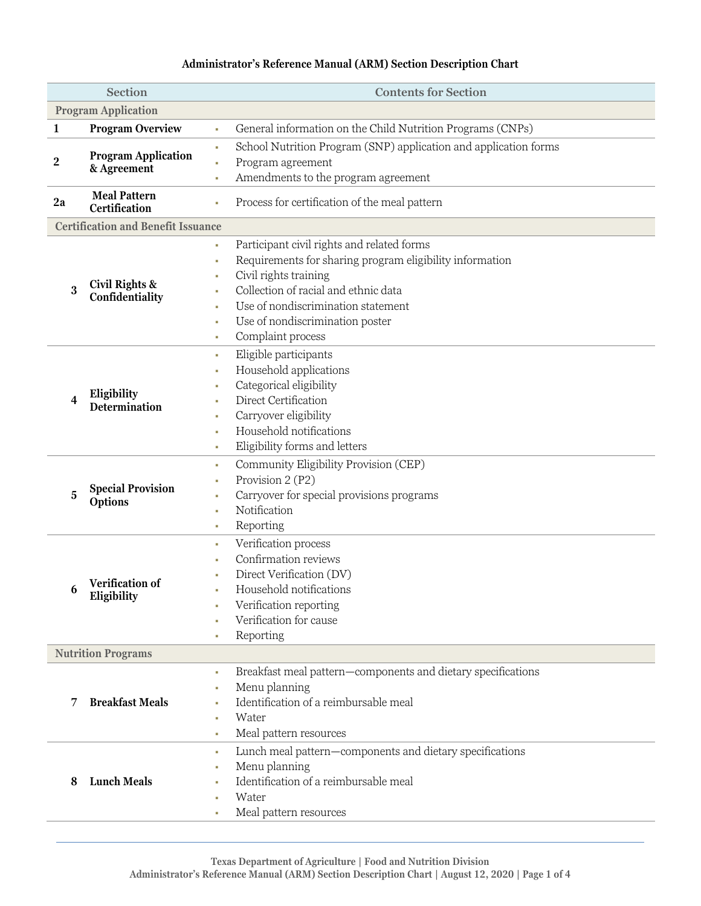# Administrator's Reference Manual (ARM) Section Description Chart

| | Section | Contents for Section |
|---|---|---|
| **Program Application** | | |
| 1 | **Program Overview** | ▪ General information on the Child Nutrition Programs (CNPs) |
| 2 | **Program Application & Agreement** | ▪ School Nutrition Program (SNP) application and application forms<br>▪ Program agreement<br>▪ Amendments to the program agreement |
| 2a | **Meal Pattern Certification** | ▪ Process for certification of the meal pattern |
| **Certification and Benefit Issuance** | | |
| 3 | **Civil Rights & Confidentiality** | ▪ Participant civil rights and related forms<br>▪ Requirements for sharing program eligibility information<br>▪ Civil rights training<br>▪ Collection of racial and ethnic data<br>▪ Use of nondiscrimination statement<br>▪ Use of nondiscrimination poster<br>▪ Complaint process |
| 4 | **Eligibility Determination** | ▪ Eligible participants<br>▪ Household applications<br>▪ Categorical eligibility<br>▪ Direct Certification<br>▪ Carryover eligibility<br>▪ Household notifications<br>▪ Eligibility forms and letters |
| 5 | **Special Provision Options** | ▪ Community Eligibility Provision (CEP)<br>▪ Provision 2 (P2)<br>▪ Carryover for special provisions programs<br>▪ Notification<br>▪ Reporting |
| 6 | **Verification of Eligibility** | ▪ Verification process<br>▪ Confirmation reviews<br>▪ Direct Verification (DV)<br>▪ Household notifications<br>▪ Verification reporting<br>▪ Verification for cause<br>▪ Reporting |
| **Nutrition Programs** | | |
| 7 | **Breakfast Meals** | ▪ Breakfast meal pattern—components and dietary specifications<br>▪ Menu planning<br>▪ Identification of a reimbursable meal<br>▪ Water<br>▪ Meal pattern resources |
| 8 | **Lunch Meals** | ▪ Lunch meal pattern—components and dietary specifications<br>▪ Menu planning<br>▪ Identification of a reimbursable meal<br>▪ Water<br>▪ Meal pattern resources |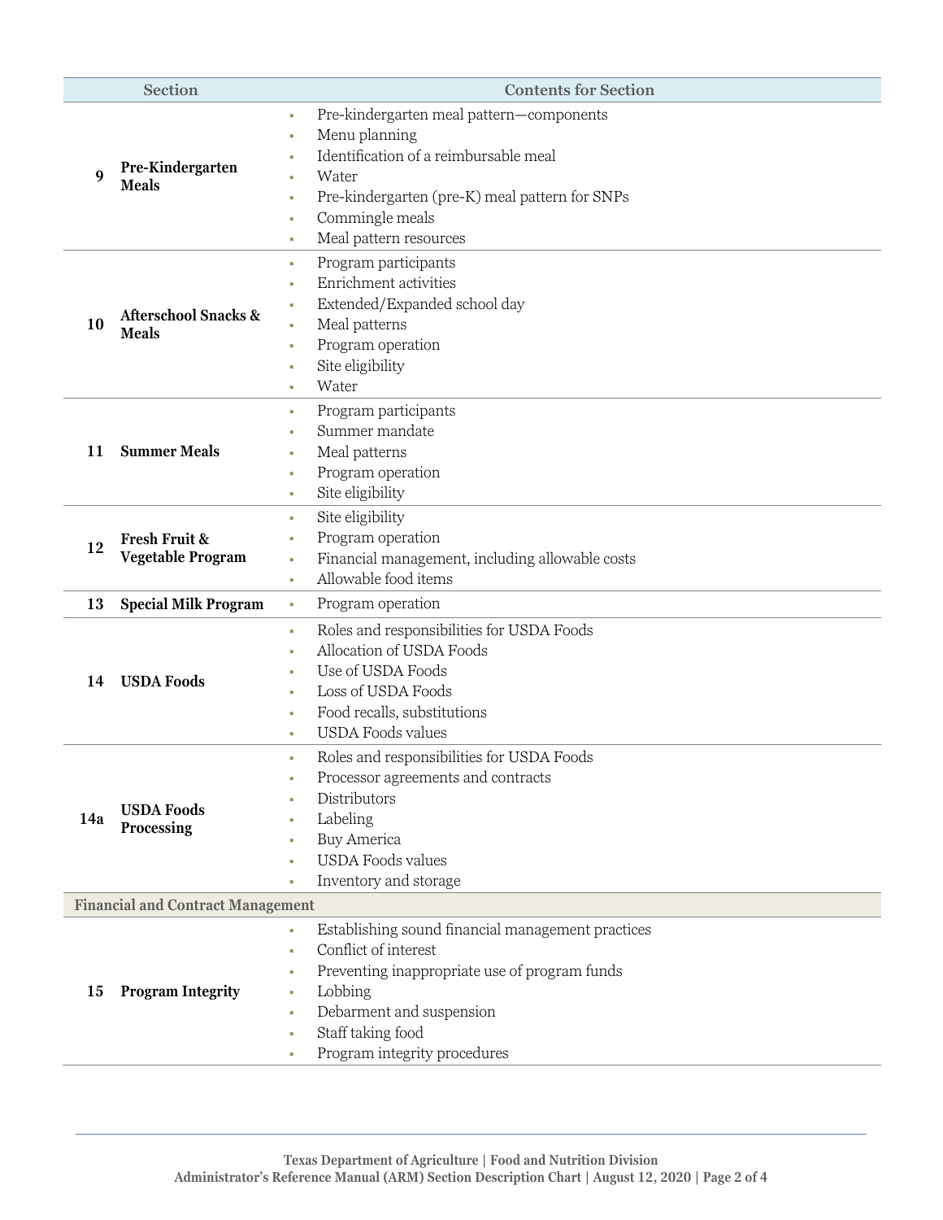| | Section | Contents for Section |
| --- | --- | --- |
| 9 | **Pre-Kindergarten Meals** | ▪ Pre-kindergarten meal pattern—components<br>▪ Menu planning<br>▪ Identification of a reimbursable meal<br>▪ Water<br>▪ Pre-kindergarten (pre-K) meal pattern for SNPs<br>▪ Commingle meals<br>▪ Meal pattern resources |
| 10 | **Afterschool Snacks & Meals** | ▪ Program participants<br>▪ Enrichment activities<br>▪ Extended/Expanded school day<br>▪ Meal patterns<br>▪ Program operation<br>▪ Site eligibility<br>▪ Water |
| 11 | **Summer Meals** | ▪ Program participants<br>▪ Summer mandate<br>▪ Meal patterns<br>▪ Program operation<br>▪ Site eligibility |
| 12 | **Fresh Fruit & Vegetable Program** | ▪ Site eligibility<br>▪ Program operation<br>▪ Financial management, including allowable costs<br>▪ Allowable food items |
| 13 | **Special Milk Program** | ▪ Program operation |
| 14 | **USDA Foods** | ▪ Roles and responsibilities for USDA Foods<br>▪ Allocation of USDA Foods<br>▪ Use of USDA Foods<br>▪ Loss of USDA Foods<br>▪ Food recalls, substitutions<br>▪ USDA Foods values |
| 14a | **USDA Foods Processing** | ▪ Roles and responsibilities for USDA Foods<br>▪ Processor agreements and contracts<br>▪ Distributors<br>▪ Labeling<br>▪ Buy America<br>▪ USDA Foods values<br>▪ Inventory and storage |
| **Financial and Contract Management** | | |
| 15 | **Program Integrity** | ▪ Establishing sound financial management practices<br>▪ Conflict of interest<br>▪ Preventing inappropriate use of program funds<br>▪ Lobbing<br>▪ Debarment and suspension<br>▪ Staff taking food<br>▪ Program integrity procedures |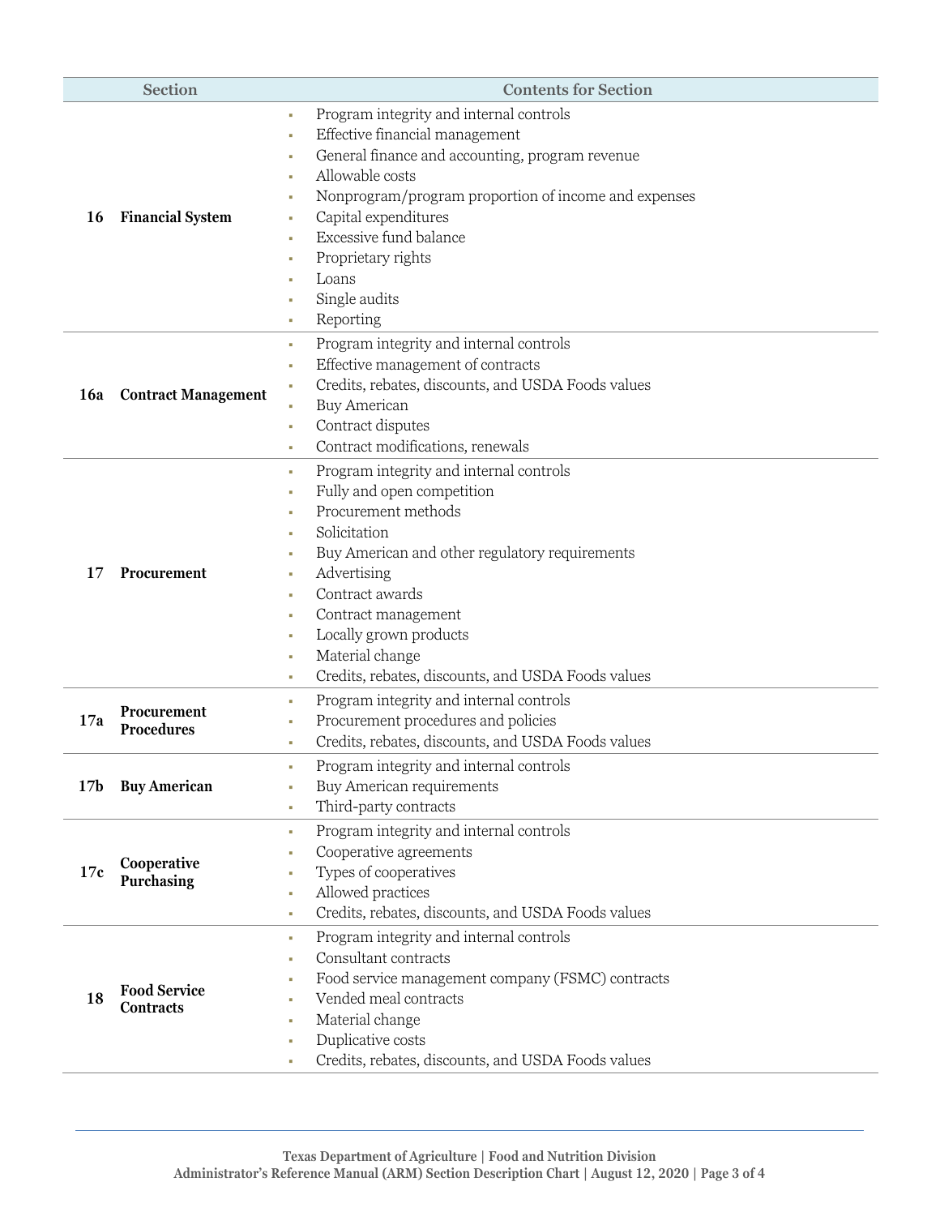| Section | | Contents for Section |
|---|---|---|
| 16 | **Financial System** | ▪ Program integrity and internal controls<br>▪ Effective financial management<br>▪ General finance and accounting, program revenue<br>▪ Allowable costs<br>▪ Nonprogram/program proportion of income and expenses<br>▪ Capital expenditures<br>▪ Excessive fund balance<br>▪ Proprietary rights<br>▪ Loans<br>▪ Single audits<br>▪ Reporting |
| 16a | **Contract Management** | ▪ Program integrity and internal controls<br>▪ Effective management of contracts<br>▪ Credits, rebates, discounts, and USDA Foods values<br>▪ Buy American<br>▪ Contract disputes<br>▪ Contract modifications, renewals |
| 17 | **Procurement** | ▪ Program integrity and internal controls<br>▪ Fully and open competition<br>▪ Procurement methods<br>▪ Solicitation<br>▪ Buy American and other regulatory requirements<br>▪ Advertising<br>▪ Contract awards<br>▪ Contract management<br>▪ Locally grown products<br>▪ Material change<br>▪ Credits, rebates, discounts, and USDA Foods values |
| 17a | **Procurement Procedures** | ▪ Program integrity and internal controls<br>▪ Procurement procedures and policies<br>▪ Credits, rebates, discounts, and USDA Foods values |
| 17b | **Buy American** | ▪ Program integrity and internal controls<br>▪ Buy American requirements<br>▪ Third-party contracts |
| 17c | **Cooperative Purchasing** | ▪ Program integrity and internal controls<br>▪ Cooperative agreements<br>▪ Types of cooperatives<br>▪ Allowed practices<br>▪ Credits, rebates, discounts, and USDA Foods values |
| 18 | **Food Service Contracts** | ▪ Program integrity and internal controls<br>▪ Consultant contracts<br>▪ Food service management company (FSMC) contracts<br>▪ Vended meal contracts<br>▪ Material change<br>▪ Duplicative costs<br>▪ Credits, rebates, discounts, and USDA Foods values |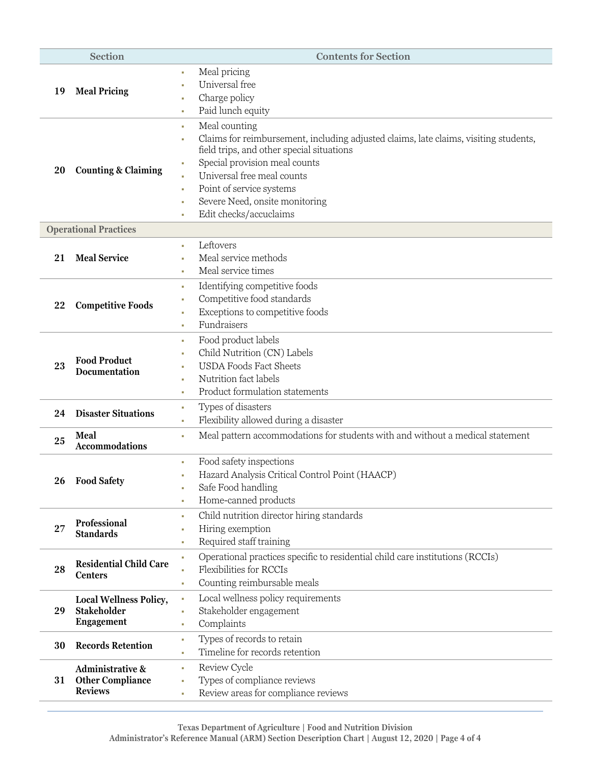| | Section | Contents for Section |
|---|---|---|
| 19 | **Meal Pricing** | ▪ Meal pricing<br>▪ Universal free<br>▪ Charge policy<br>▪ Paid lunch equity |
| 20 | **Counting & Claiming** | ▪ Meal counting<br>▪ Claims for reimbursement, including adjusted claims, late claims, visiting students, field trips, and other special situations<br>▪ Special provision meal counts<br>▪ Universal free meal counts<br>▪ Point of service systems<br>▪ Severe Need, onsite monitoring<br>▪ Edit checks/accuclaims |
| **Operational Practices** | | |
| 21 | **Meal Service** | ▪ Leftovers<br>▪ Meal service methods<br>▪ Meal service times |
| 22 | **Competitive Foods** | ▪ Identifying competitive foods<br>▪ Competitive food standards<br>▪ Exceptions to competitive foods<br>▪ Fundraisers |
| 23 | **Food Product Documentation** | ▪ Food product labels<br>▪ Child Nutrition (CN) Labels<br>▪ USDA Foods Fact Sheets<br>▪ Nutrition fact labels<br>▪ Product formulation statements |
| 24 | **Disaster Situations** | ▪ Types of disasters<br>▪ Flexibility allowed during a disaster |
| 25 | **Meal Accommodations** | ▪ Meal pattern accommodations for students with and without a medical statement |
| 26 | **Food Safety** | ▪ Food safety inspections<br>▪ Hazard Analysis Critical Control Point (HAACP)<br>▪ Safe Food handling<br>▪ Home-canned products |
| 27 | **Professional Standards** | ▪ Child nutrition director hiring standards<br>▪ Hiring exemption<br>▪ Required staff training |
| 28 | **Residential Child Care Centers** | ▪ Operational practices specific to residential child care institutions (RCCIs)<br>▪ Flexibilities for RCCIs<br>▪ Counting reimbursable meals |
| 29 | **Local Wellness Policy, Stakeholder Engagement** | ▪ Local wellness policy requirements<br>▪ Stakeholder engagement<br>▪ Complaints |
| 30 | **Records Retention** | ▪ Types of records to retain<br>▪ Timeline for records retention |
| 31 | **Administrative & Other Compliance Reviews** | ▪ Review Cycle<br>▪ Types of compliance reviews<br>▪ Review areas for compliance reviews |

Texas Department of Agriculture | Food and Nutrition Division
Administrator's Reference Manual (ARM) Section Description Chart | August 12, 2020